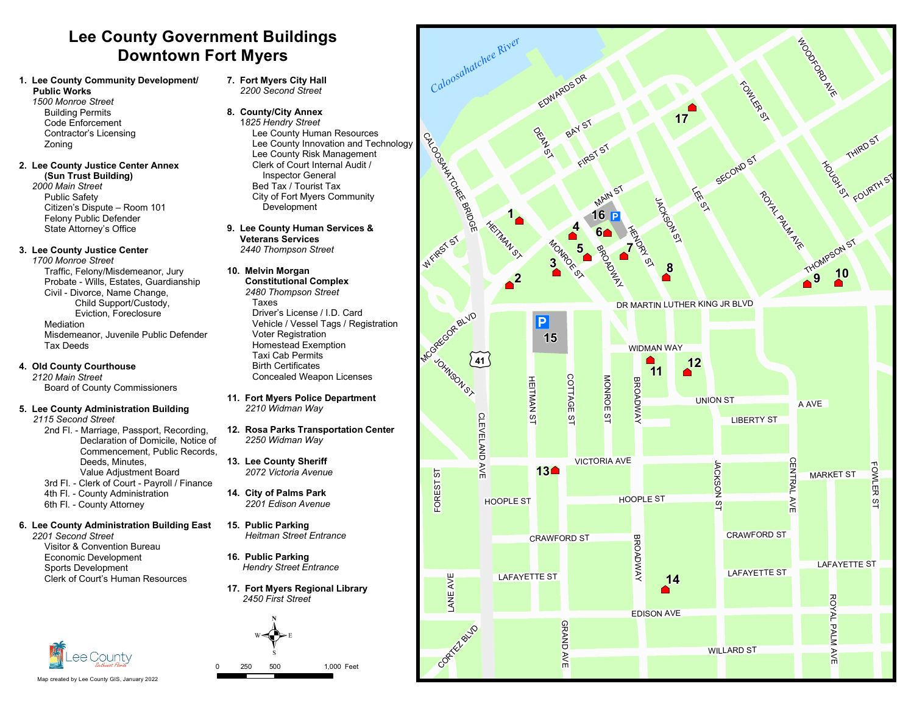# Lee County Government Buildings
# Downtown Fort Myers

1. **Lee County Community Development/ Public Works**
   *1500 Monroe Street*
   - Building Permits
   - Code Enforcement
   - Contractor's Licensing
   - Zoning

2. **Lee County Justice Center Annex (Sun Trust Building)**
   *2000 Main Street*
   - Public Safety
   - Citizen's Dispute – Room 101
   - Felony Public Defender
   - State Attorney's Office

3. **Lee County Justice Center**
   *1700 Monroe Street*
   - Traffic, Felony/Misdemeanor, Jury
   - Probate - Wills, Estates, Guardianship
   - Civil - Divorce, Name Change, Child Support/Custody, Eviction, Foreclosure
   - Mediation
   - Misdemeanor, Juvenile Public Defender
   - Tax Deeds

4. **Old County Courthouse**
   *2120 Main Street*
   - Board of County Commissioners

5. **Lee County Administration Building**
   *2115 Second Street*
   - 2nd Fl. - Marriage, Passport, Recording, Declaration of Domicile, Notice of Commencement, Public Records, Deeds, Minutes, Value Adjustment Board
   - 3rd Fl. - Clerk of Court - Payroll / Finance
   - 4th Fl. - County Administration
   - 6th Fl. - County Attorney

6. **Lee County Administration Building East**
   *2201 Second Street*
   - Visitor & Convention Bureau
   - Economic Development
   - Sports Development
   - Clerk of Court's Human Resources

7. **Fort Myers City Hall**
   *2200 Second Street*

8. **County/City Annex**
   *1825 Hendry Street*
   - Lee County Human Resources
   - Lee County Innovation and Technology
   - Lee County Risk Management
   - Clerk of Court Internal Audit / Inspector General
   - Bed Tax / Tourist Tax
   - City of Fort Myers Community Development

9. **Lee County Human Services & Veterans Services**
   *2440 Thompson Street*

10. **Melvin Morgan Constitutional Complex**
    *2480 Thompson Street*
    - Taxes
    - Driver's License / I.D. Card
    - Vehicle / Vessel Tags / Registration
    - Voter Registration
    - Homestead Exemption
    - Taxi Cab Permits
    - Birth Certificates
    - Concealed Weapon Licenses

11. **Fort Myers Police Department**
    *2210 Widman Way*

12. **Rosa Parks Transportation Center**
    *2250 Widman Way*

13. **Lee County Sheriff**
    *2072 Victoria Avenue*

14. **City of Palms Park**
    *2201 Edison Avenue*

15. **Public Parking**
    *Heitman Street Entrance*

16. **Public Parking**
    *Hendry Street Entrance*

17. **Fort Myers Regional Library**
    *2450 First Street*

Map created by Lee County GIS, January 2022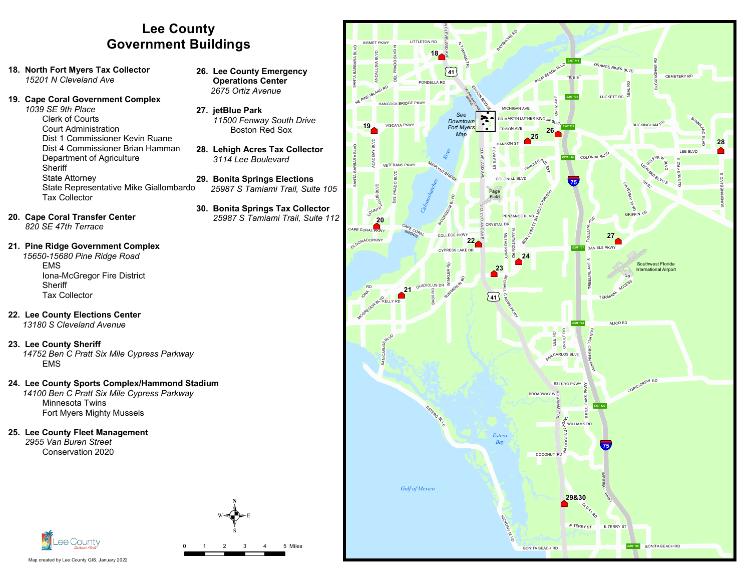# Lee County Government Buildings

**18. North Fort Myers Tax Collector**
*15201 N Cleveland Ave*

**19. Cape Coral Government Complex**
*1039 SE 9th Place*
- Clerk of Courts
- Court Administration
- Dist 1 Commissioner Kevin Ruane
- Dist 4 Commissioner Brian Hamman
- Department of Agriculture
- Sheriff
- State Attorney
- State Representative Mike Giallombardo
- Tax Collector

**20. Cape Coral Transfer Center**
*820 SE 47th Terrace*

**21. Pine Ridge Government Complex**
*15650-15680 Pine Ridge Road*
- EMS
- Iona-McGregor Fire District
- Sheriff
- Tax Collector

**22. Lee County Elections Center**
*13180 S Cleveland Avenue*

**23. Lee County Sheriff**
*14752 Ben C Pratt Six Mile Cypress Parkway*
- EMS

**24. Lee County Sports Complex/Hammond Stadium**
*14100 Ben C Pratt Six Mile Cypress Parkway*
- Minnesota Twins
- Fort Myers Mighty Mussels

**25. Lee County Fleet Management**
*2955 Van Buren Street*
- Conservation 2020

**26. Lee County Emergency Operations Center**
*2675 Ortiz Avenue*

**27. jetBlue Park**
*11500 Fenway South Drive*
- Boston Red Sox

**28. Lehigh Acres Tax Collector**
*3114 Lee Boulevard*

**29. Bonita Springs Elections**
*25987 S Tamiami Trail, Suite 105*

**30. Bonita Springs Tax Collector**
*25987 S Tamiami Trail, Suite 112*

0 1 2 3 4 5 Miles

Map created by Lee County GIS, January 2022